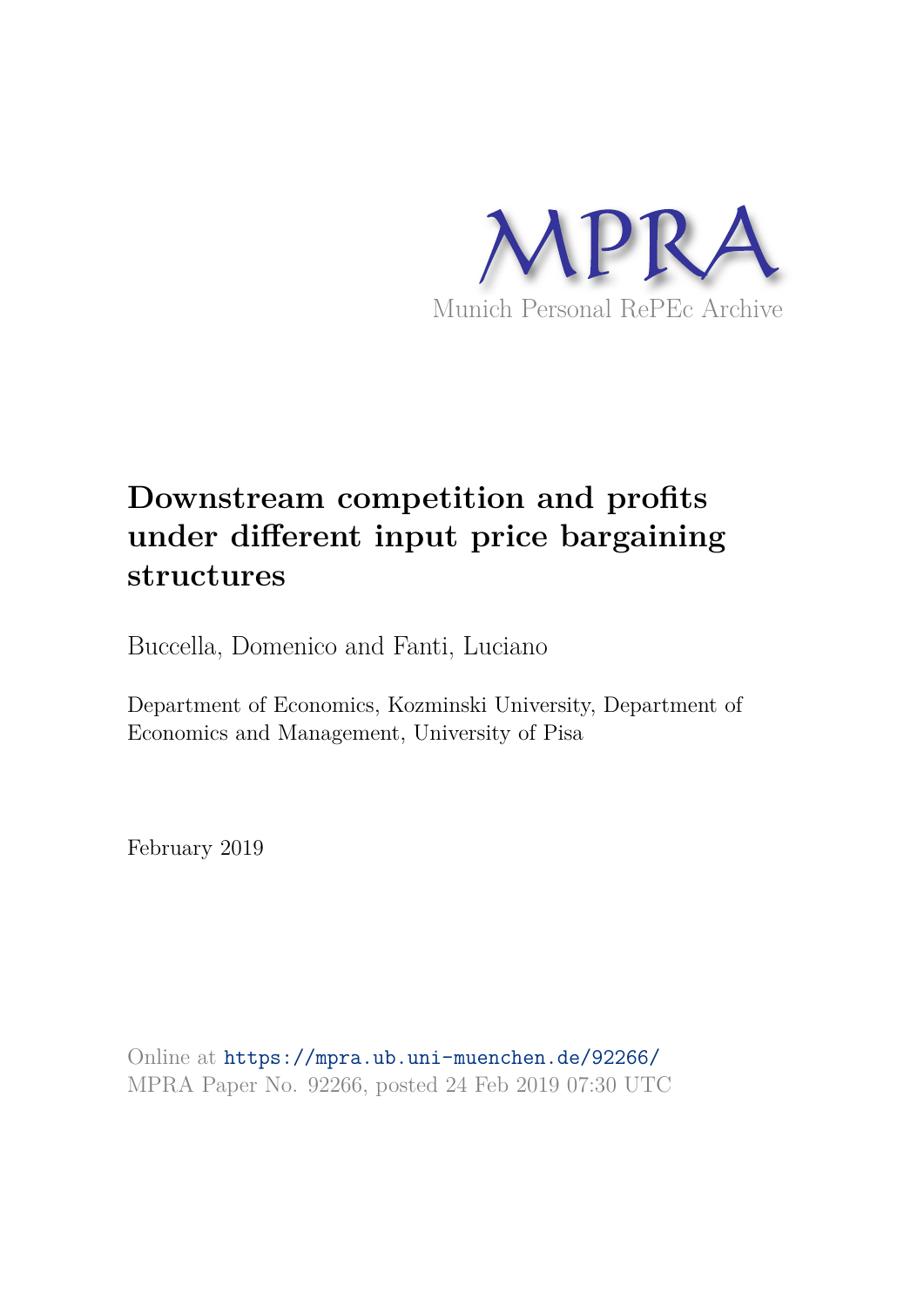MPRA

Munich Personal RePEc Archive

# Downstream competition and profits under different input price bargaining structures

Buccella, Domenico and Fanti, Luciano

Department of Economics, Kozminski University, Department of Economics and Management, University of Pisa

February 2019

Online at https://mpra.ub.uni-muenchen.de/92266/
MPRA Paper No. 92266, posted 24 Feb 2019 07:30 UTC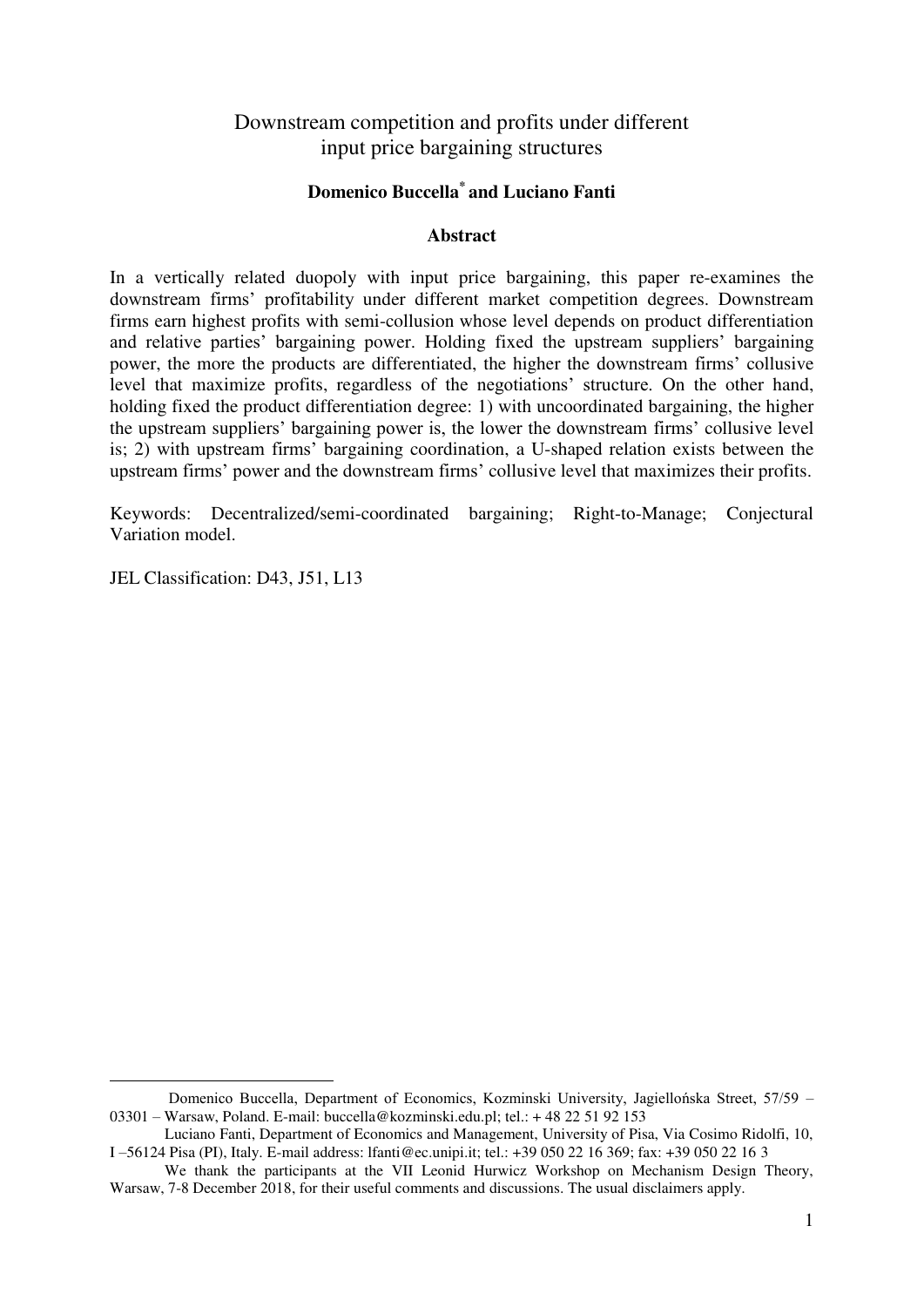# Downstream competition and profits under different input price bargaining structures

**Domenico Buccella[*] and Luciano Fanti**

### Abstract

In a vertically related duopoly with input price bargaining, this paper re-examines the downstream firms' profitability under different market competition degrees. Downstream firms earn highest profits with semi-collusion whose level depends on product differentiation and relative parties' bargaining power. Holding fixed the upstream suppliers' bargaining power, the more the products are differentiated, the higher the downstream firms' collusive level that maximize profits, regardless of the negotiations' structure. On the other hand, holding fixed the product differentiation degree: 1) with uncoordinated bargaining, the higher the upstream suppliers' bargaining power is, the lower the downstream firms' collusive level is; 2) with upstream firms' bargaining coordination, a U-shaped relation exists between the upstream firms' power and the downstream firms' collusive level that maximizes their profits.

Keywords: Decentralized/semi-coordinated bargaining; Right-to-Manage; Conjectural Variation model.

JEL Classification: D43, J51, L13

---

[*] Domenico Buccella, Department of Economics, Kozminski University, Jagiellońska Street, 57/59 – 03301 – Warsaw, Poland. E-mail: buccella@kozminski.edu.pl; tel.: + 48 22 51 92 153

Luciano Fanti, Department of Economics and Management, University of Pisa, Via Cosimo Ridolfi, 10, I –56124 Pisa (PI), Italy. E-mail address: lfanti@ec.unipi.it; tel.: +39 050 22 16 369; fax: +39 050 22 16 3

We thank the participants at the VII Leonid Hurwicz Workshop on Mechanism Design Theory, Warsaw, 7-8 December 2018, for their useful comments and discussions. The usual disclaimers apply.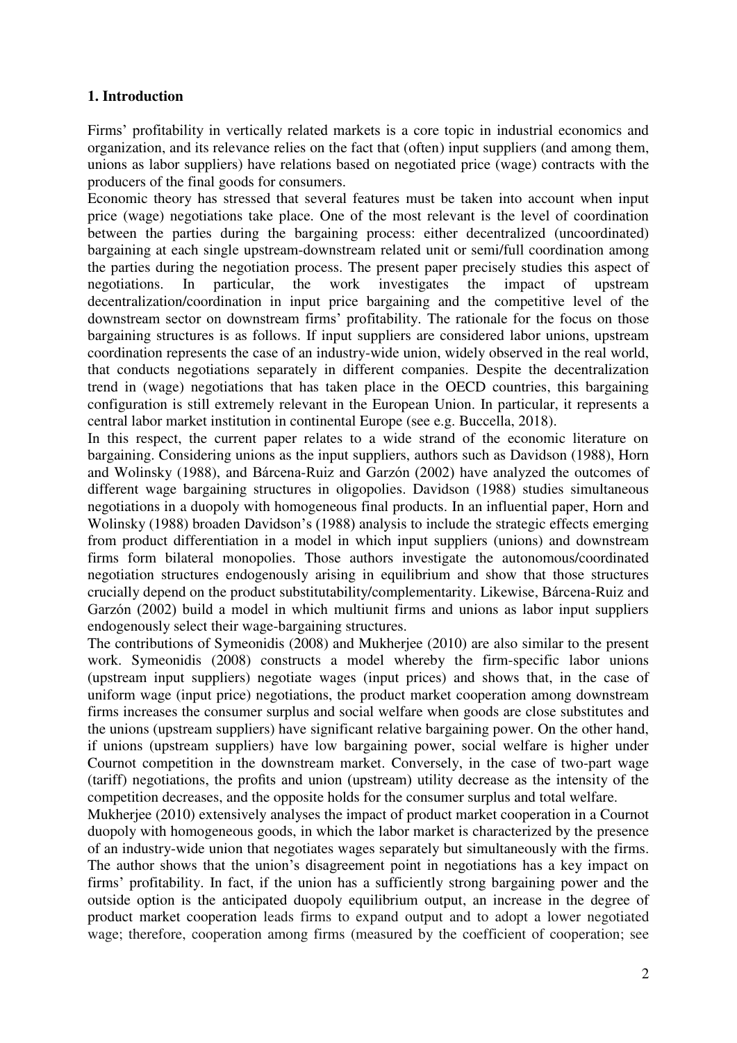## 1. Introduction

Firms' profitability in vertically related markets is a core topic in industrial economics and organization, and its relevance relies on the fact that (often) input suppliers (and among them, unions as labor suppliers) have relations based on negotiated price (wage) contracts with the producers of the final goods for consumers.

Economic theory has stressed that several features must be taken into account when input price (wage) negotiations take place. One of the most relevant is the level of coordination between the parties during the bargaining process: either decentralized (uncoordinated) bargaining at each single upstream-downstream related unit or semi/full coordination among the parties during the negotiation process. The present paper precisely studies this aspect of negotiations. In particular, the work investigates the impact of upstream decentralization/coordination in input price bargaining and the competitive level of the downstream sector on downstream firms' profitability. The rationale for the focus on those bargaining structures is as follows. If input suppliers are considered labor unions, upstream coordination represents the case of an industry-wide union, widely observed in the real world, that conducts negotiations separately in different companies. Despite the decentralization trend in (wage) negotiations that has taken place in the OECD countries, this bargaining configuration is still extremely relevant in the European Union. In particular, it represents a central labor market institution in continental Europe (see e.g. Buccella, 2018).

In this respect, the current paper relates to a wide strand of the economic literature on bargaining. Considering unions as the input suppliers, authors such as Davidson (1988), Horn and Wolinsky (1988), and Bárcena-Ruiz and Garzón (2002) have analyzed the outcomes of different wage bargaining structures in oligopolies. Davidson (1988) studies simultaneous negotiations in a duopoly with homogeneous final products. In an influential paper, Horn and Wolinsky (1988) broaden Davidson's (1988) analysis to include the strategic effects emerging from product differentiation in a model in which input suppliers (unions) and downstream firms form bilateral monopolies. Those authors investigate the autonomous/coordinated negotiation structures endogenously arising in equilibrium and show that those structures crucially depend on the product substitutability/complementarity. Likewise, Bárcena-Ruiz and Garzón (2002) build a model in which multiunit firms and unions as labor input suppliers endogenously select their wage-bargaining structures.

The contributions of Symeonidis (2008) and Mukherjee (2010) are also similar to the present work. Symeonidis (2008) constructs a model whereby the firm-specific labor unions (upstream input suppliers) negotiate wages (input prices) and shows that, in the case of uniform wage (input price) negotiations, the product market cooperation among downstream firms increases the consumer surplus and social welfare when goods are close substitutes and the unions (upstream suppliers) have significant relative bargaining power. On the other hand, if unions (upstream suppliers) have low bargaining power, social welfare is higher under Cournot competition in the downstream market. Conversely, in the case of two-part wage (tariff) negotiations, the profits and union (upstream) utility decrease as the intensity of the competition decreases, and the opposite holds for the consumer surplus and total welfare.

Mukherjee (2010) extensively analyses the impact of product market cooperation in a Cournot duopoly with homogeneous goods, in which the labor market is characterized by the presence of an industry-wide union that negotiates wages separately but simultaneously with the firms. The author shows that the union's disagreement point in negotiations has a key impact on firms' profitability. In fact, if the union has a sufficiently strong bargaining power and the outside option is the anticipated duopoly equilibrium output, an increase in the degree of product market cooperation leads firms to expand output and to adopt a lower negotiated wage; therefore, cooperation among firms (measured by the coefficient of cooperation; see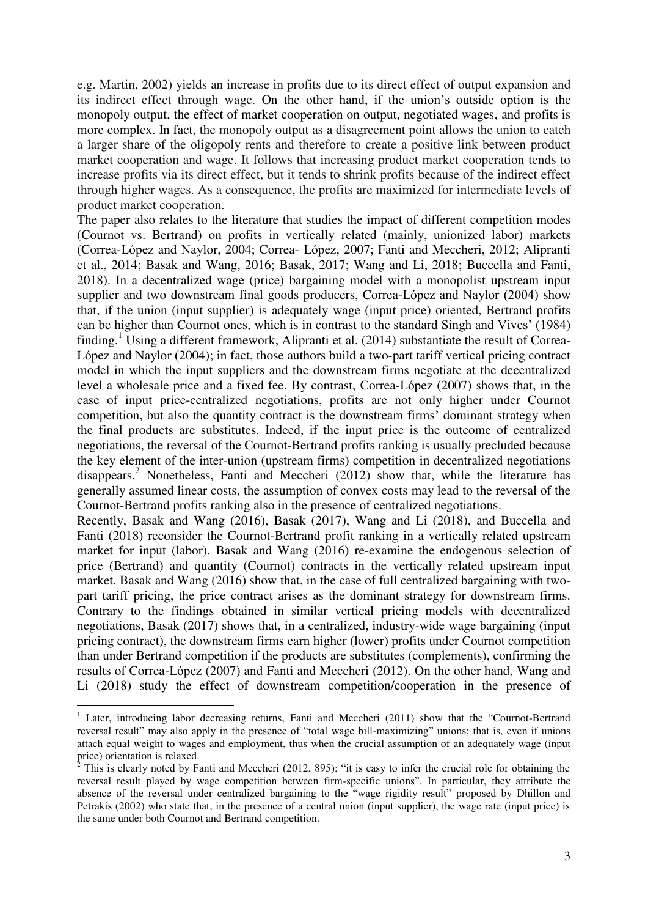e.g. Martin, 2002) yields an increase in profits due to its direct effect of output expansion and its indirect effect through wage. On the other hand, if the union's outside option is the monopoly output, the effect of market cooperation on output, negotiated wages, and profits is more complex. In fact, the monopoly output as a disagreement point allows the union to catch a larger share of the oligopoly rents and therefore to create a positive link between product market cooperation and wage. It follows that increasing product market cooperation tends to increase profits via its direct effect, but it tends to shrink profits because of the indirect effect through higher wages. As a consequence, the profits are maximized for intermediate levels of product market cooperation.

The paper also relates to the literature that studies the impact of different competition modes (Cournot vs. Bertrand) on profits in vertically related (mainly, unionized labor) markets (Correa-López and Naylor, 2004; Correa- López, 2007; Fanti and Meccheri, 2012; Alipranti et al., 2014; Basak and Wang, 2016; Basak, 2017; Wang and Li, 2018; Buccella and Fanti, 2018). In a decentralized wage (price) bargaining model with a monopolist upstream input supplier and two downstream final goods producers, Correa-López and Naylor (2004) show that, if the union (input supplier) is adequately wage (input price) oriented, Bertrand profits can be higher than Cournot ones, which is in contrast to the standard Singh and Vives' (1984) finding.[1] Using a different framework, Alipranti et al. (2014) substantiate the result of Correa-López and Naylor (2004); in fact, those authors build a two-part tariff vertical pricing contract model in which the input suppliers and the downstream firms negotiate at the decentralized level a wholesale price and a fixed fee. By contrast, Correa-López (2007) shows that, in the case of input price-centralized negotiations, profits are not only higher under Cournot competition, but also the quantity contract is the downstream firms' dominant strategy when the final products are substitutes. Indeed, if the input price is the outcome of centralized negotiations, the reversal of the Cournot-Bertrand profits ranking is usually precluded because the key element of the inter-union (upstream firms) competition in decentralized negotiations disappears.[2] Nonetheless, Fanti and Meccheri (2012) show that, while the literature has generally assumed linear costs, the assumption of convex costs may lead to the reversal of the Cournot-Bertrand profits ranking also in the presence of centralized negotiations.

Recently, Basak and Wang (2016), Basak (2017), Wang and Li (2018), and Buccella and Fanti (2018) reconsider the Cournot-Bertrand profit ranking in a vertically related upstream market for input (labor). Basak and Wang (2016) re-examine the endogenous selection of price (Bertrand) and quantity (Cournot) contracts in the vertically related upstream input market. Basak and Wang (2016) show that, in the case of full centralized bargaining with two-part tariff pricing, the price contract arises as the dominant strategy for downstream firms. Contrary to the findings obtained in similar vertical pricing models with decentralized negotiations, Basak (2017) shows that, in a centralized, industry-wide wage bargaining (input pricing contract), the downstream firms earn higher (lower) profits under Cournot competition than under Bertrand competition if the products are substitutes (complements), confirming the results of Correa-López (2007) and Fanti and Meccheri (2012). On the other hand, Wang and Li (2018) study the effect of downstream competition/cooperation in the presence of

---

[1] Later, introducing labor decreasing returns, Fanti and Meccheri (2011) show that the "Cournot-Bertrand reversal result" may also apply in the presence of "total wage bill-maximizing" unions; that is, even if unions attach equal weight to wages and employment, thus when the crucial assumption of an adequately wage (input price) orientation is relaxed.

[2] This is clearly noted by Fanti and Meccheri (2012, 895): "it is easy to infer the crucial role for obtaining the reversal result played by wage competition between firm-specific unions". In particular, they attribute the absence of the reversal under centralized bargaining to the "wage rigidity result" proposed by Dhillon and Petrakis (2002) who state that, in the presence of a central union (input supplier), the wage rate (input price) is the same under both Cournot and Bertrand competition.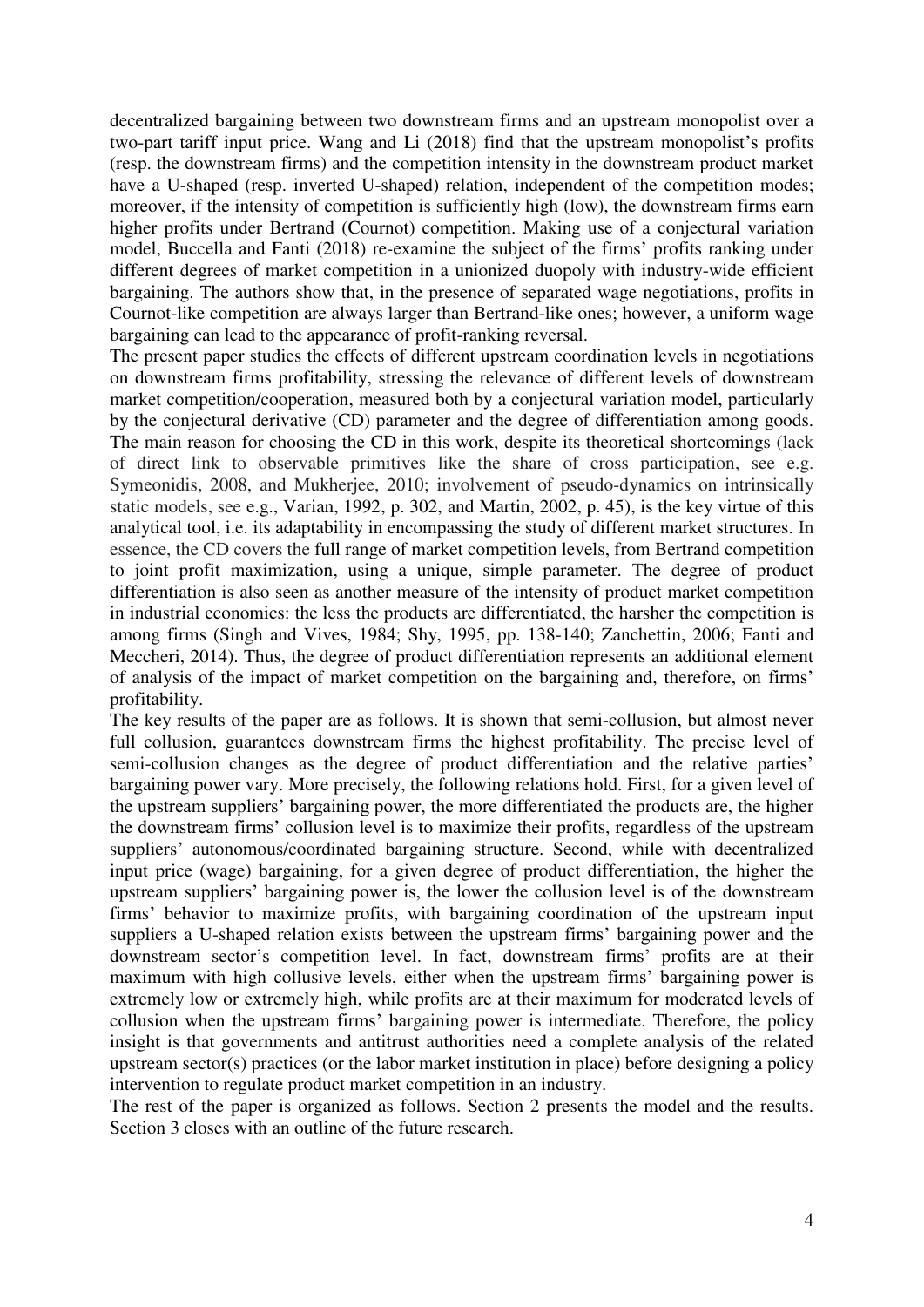decentralized bargaining between two downstream firms and an upstream monopolist over a two-part tariff input price. Wang and Li (2018) find that the upstream monopolist's profits (resp. the downstream firms) and the competition intensity in the downstream product market have a U-shaped (resp. inverted U-shaped) relation, independent of the competition modes; moreover, if the intensity of competition is sufficiently high (low), the downstream firms earn higher profits under Bertrand (Cournot) competition. Making use of a conjectural variation model, Buccella and Fanti (2018) re-examine the subject of the firms' profits ranking under different degrees of market competition in a unionized duopoly with industry-wide efficient bargaining. The authors show that, in the presence of separated wage negotiations, profits in Cournot-like competition are always larger than Bertrand-like ones; however, a uniform wage bargaining can lead to the appearance of profit-ranking reversal.

The present paper studies the effects of different upstream coordination levels in negotiations on downstream firms profitability, stressing the relevance of different levels of downstream market competition/cooperation, measured both by a conjectural variation model, particularly by the conjectural derivative (CD) parameter and the degree of differentiation among goods. The main reason for choosing the CD in this work, despite its theoretical shortcomings (lack of direct link to observable primitives like the share of cross participation, see e.g. Symeonidis, 2008, and Mukherjee, 2010; involvement of pseudo-dynamics on intrinsically static models, see e.g., Varian, 1992, p. 302, and Martin, 2002, p. 45), is the key virtue of this analytical tool, i.e. its adaptability in encompassing the study of different market structures. In essence, the CD covers the full range of market competition levels, from Bertrand competition to joint profit maximization, using a unique, simple parameter. The degree of product differentiation is also seen as another measure of the intensity of product market competition in industrial economics: the less the products are differentiated, the harsher the competition is among firms (Singh and Vives, 1984; Shy, 1995, pp. 138-140; Zanchettin, 2006; Fanti and Meccheri, 2014). Thus, the degree of product differentiation represents an additional element of analysis of the impact of market competition on the bargaining and, therefore, on firms' profitability.

The key results of the paper are as follows. It is shown that semi-collusion, but almost never full collusion, guarantees downstream firms the highest profitability. The precise level of semi-collusion changes as the degree of product differentiation and the relative parties' bargaining power vary. More precisely, the following relations hold. First, for a given level of the upstream suppliers' bargaining power, the more differentiated the products are, the higher the downstream firms' collusion level is to maximize their profits, regardless of the upstream suppliers' autonomous/coordinated bargaining structure. Second, while with decentralized input price (wage) bargaining, for a given degree of product differentiation, the higher the upstream suppliers' bargaining power is, the lower the collusion level is of the downstream firms' behavior to maximize profits, with bargaining coordination of the upstream input suppliers a U-shaped relation exists between the upstream firms' bargaining power and the downstream sector's competition level. In fact, downstream firms' profits are at their maximum with high collusive levels, either when the upstream firms' bargaining power is extremely low or extremely high, while profits are at their maximum for moderated levels of collusion when the upstream firms' bargaining power is intermediate. Therefore, the policy insight is that governments and antitrust authorities need a complete analysis of the related upstream sector(s) practices (or the labor market institution in place) before designing a policy intervention to regulate product market competition in an industry.

The rest of the paper is organized as follows. Section 2 presents the model and the results. Section 3 closes with an outline of the future research.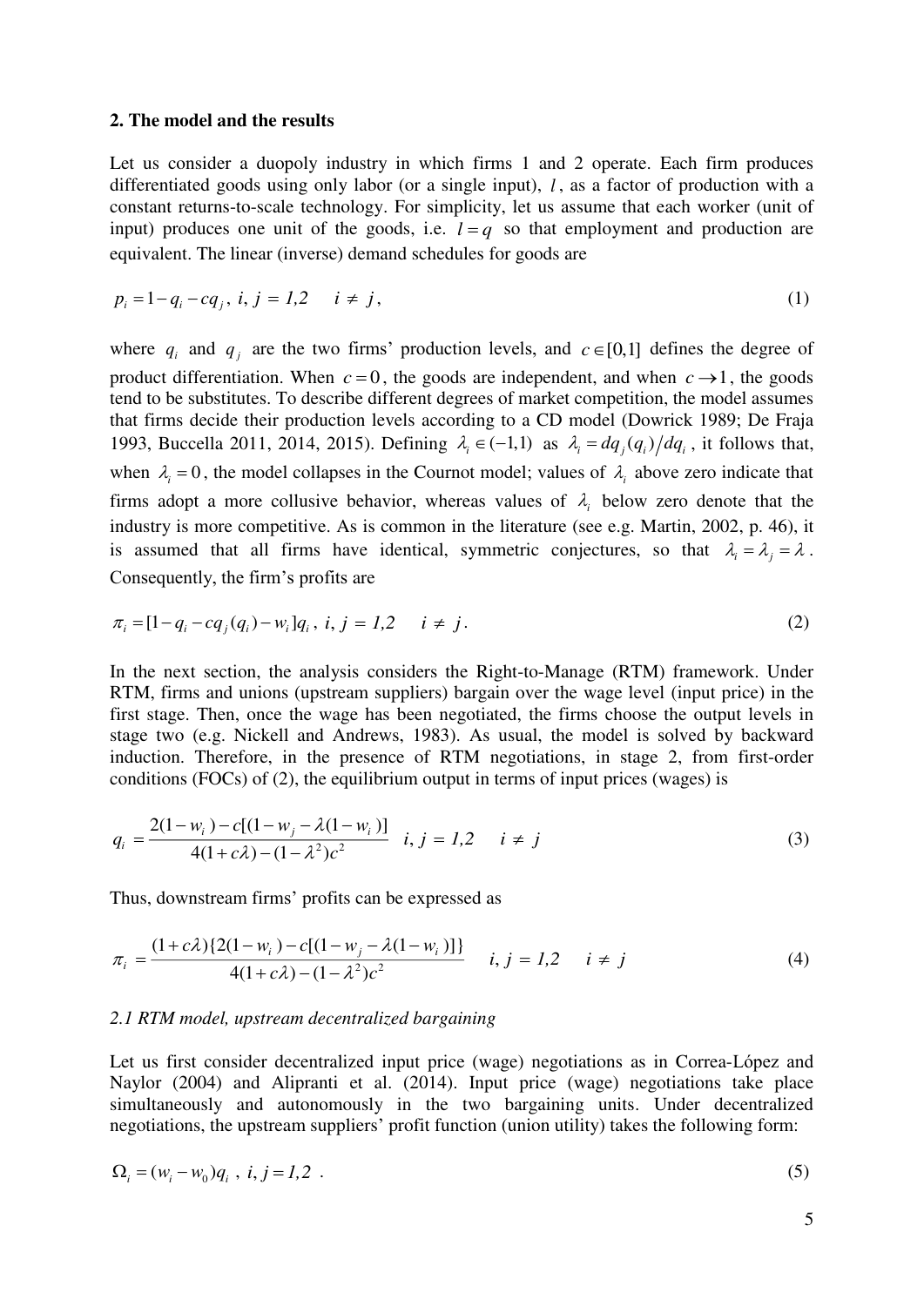## 2. The model and the results

Let us consider a duopoly industry in which firms 1 and 2 operate. Each firm produces differentiated goods using only labor (or a single input), $l$, as a factor of production with a constant returns-to-scale technology. For simplicity, let us assume that each worker (unit of input) produces one unit of the goods, i.e. $l = q$ so that employment and production are equivalent. The linear (inverse) demand schedules for goods are

$$p_i = 1 - q_i - cq_j,\ i, j = 1,2 \quad i \neq j, \tag{1}$$

where $q_i$ and $q_j$ are the two firms' production levels, and $c \in [0,1]$ defines the degree of product differentiation. When $c = 0$, the goods are independent, and when $c \to 1$, the goods tend to be substitutes. To describe different degrees of market competition, the model assumes that firms decide their production levels according to a CD model (Dowrick 1989; De Fraja 1993, Buccella 2011, 2014, 2015). Defining $\lambda_i \in (-1,1)$ as $\lambda_i = dq_j(q_i)/dq_i$, it follows that, when $\lambda_i = 0$, the model collapses in the Cournot model; values of $\lambda_i$ above zero indicate that firms adopt a more collusive behavior, whereas values of $\lambda_i$ below zero denote that the industry is more competitive. As is common in the literature (see e.g. Martin, 2002, p. 46), it is assumed that all firms have identical, symmetric conjectures, so that $\lambda_i = \lambda_j = \lambda$. Consequently, the firm's profits are

$$\pi_i = [1 - q_i - cq_j(q_i) - w_i]q_i,\ i, j = 1,2 \quad i \neq j. \tag{2}$$

In the next section, the analysis considers the Right-to-Manage (RTM) framework. Under RTM, firms and unions (upstream suppliers) bargain over the wage level (input price) in the first stage. Then, once the wage has been negotiated, the firms choose the output levels in stage two (e.g. Nickell and Andrews, 1983). As usual, the model is solved by backward induction. Therefore, in the presence of RTM negotiations, in stage 2, from first-order conditions (FOCs) of (2), the equilibrium output in terms of input prices (wages) is

$$q_i = \frac{2(1-w_i) - c[(1-w_j - \lambda(1-w_i)]}{4(1+c\lambda) - (1-\lambda^2)c^2} \quad i, j = 1,2 \quad i \neq j \tag{3}$$

Thus, downstream firms' profits can be expressed as

$$\pi_i = \frac{(1+c\lambda)\{2(1-w_i) - c[(1-w_j - \lambda(1-w_i)]\}}{4(1+c\lambda) - (1-\lambda^2)c^2} \quad i, j = 1,2 \quad i \neq j \tag{4}$$

### *2.1 RTM model, upstream decentralized bargaining*

Let us first consider decentralized input price (wage) negotiations as in Correa-López and Naylor (2004) and Alipranti et al. (2014). Input price (wage) negotiations take place simultaneously and autonomously in the two bargaining units. Under decentralized negotiations, the upstream suppliers' profit function (union utility) takes the following form:

$$\Omega_i = (w_i - w_0)q_i,\ i, j = 1,2\ . \tag{5}$$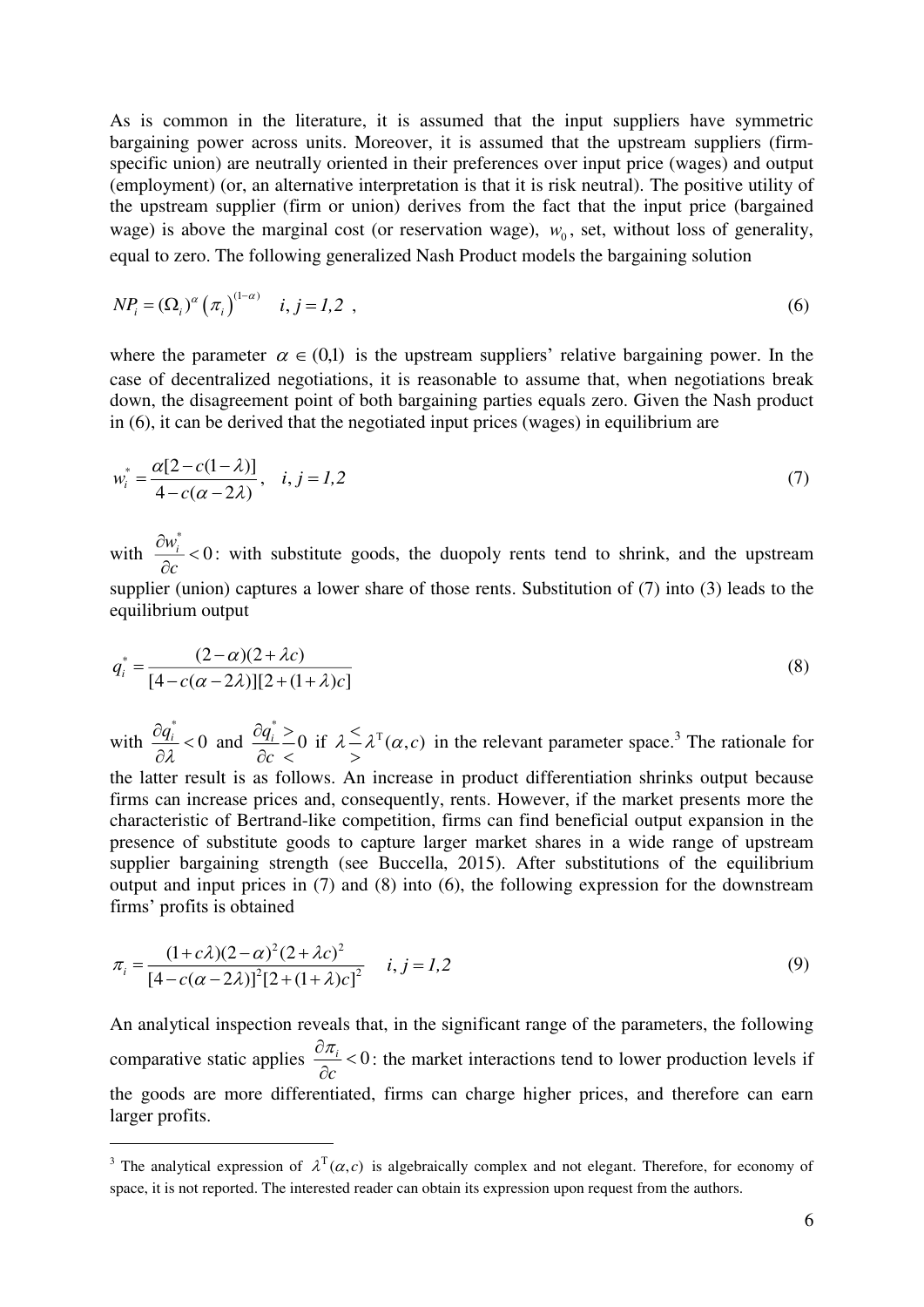As is common in the literature, it is assumed that the input suppliers have symmetric bargaining power across units. Moreover, it is assumed that the upstream suppliers (firm-specific union) are neutrally oriented in their preferences over input price (wages) and output (employment) (or, an alternative interpretation is that it is risk neutral). The positive utility of the upstream supplier (firm or union) derives from the fact that the input price (bargained wage) is above the marginal cost (or reservation wage), $w_0$, set, without loss of generality, equal to zero. The following generalized Nash Product models the bargaining solution

$$NP_i = (\Omega_i)^{\alpha} \left(\pi_i\right)^{(1-\alpha)} \quad i, j = 1,2 \ , \tag{6}$$

where the parameter $\alpha \in (0,1)$ is the upstream suppliers' relative bargaining power. In the case of decentralized negotiations, it is reasonable to assume that, when negotiations break down, the disagreement point of both bargaining parties equals zero. Given the Nash product in (6), it can be derived that the negotiated input prices (wages) in equilibrium are

$$w_i^* = \frac{\alpha[2 - c(1-\lambda)]}{4 - c(\alpha - 2\lambda)}, \quad i, j = 1,2 \tag{7}$$

with $\frac{\partial w_i^*}{\partial c} < 0$: with substitute goods, the duopoly rents tend to shrink, and the upstream supplier (union) captures a lower share of those rents. Substitution of (7) into (3) leads to the equilibrium output

$$q_i^* = \frac{(2-\alpha)(2+\lambda c)}{[4 - c(\alpha - 2\lambda)][2 + (1+\lambda)c]} \tag{8}$$

with $\frac{\partial q_i^*}{\partial \lambda} < 0$ and $\frac{\partial q_i^*}{\partial c} \gtrless 0$ if $\lambda \lesseqgtr \lambda^{\mathrm{T}}(\alpha, c)$ in the relevant parameter space.[3] The rationale for the latter result is as follows. An increase in product differentiation shrinks output because firms can increase prices and, consequently, rents. However, if the market presents more the characteristic of Bertrand-like competition, firms can find beneficial output expansion in the presence of substitute goods to capture larger market shares in a wide range of upstream supplier bargaining strength (see Buccella, 2015). After substitutions of the equilibrium output and input prices in (7) and (8) into (6), the following expression for the downstream firms' profits is obtained

$$\pi_i = \frac{(1+c\lambda)(2-\alpha)^2(2+\lambda c)^2}{[4 - c(\alpha - 2\lambda)]^2[2 + (1+\lambda)c]^2} \quad i, j = 1,2 \tag{9}$$

An analytical inspection reveals that, in the significant range of the parameters, the following comparative static applies $\frac{\partial \pi_i}{\partial c} < 0$: the market interactions tend to lower production levels if the goods are more differentiated, firms can charge higher prices, and therefore can earn larger profits.

---

[3] The analytical expression of $\lambda^{\mathrm{T}}(\alpha, c)$ is algebraically complex and not elegant. Therefore, for economy of space, it is not reported. The interested reader can obtain its expression upon request from the authors.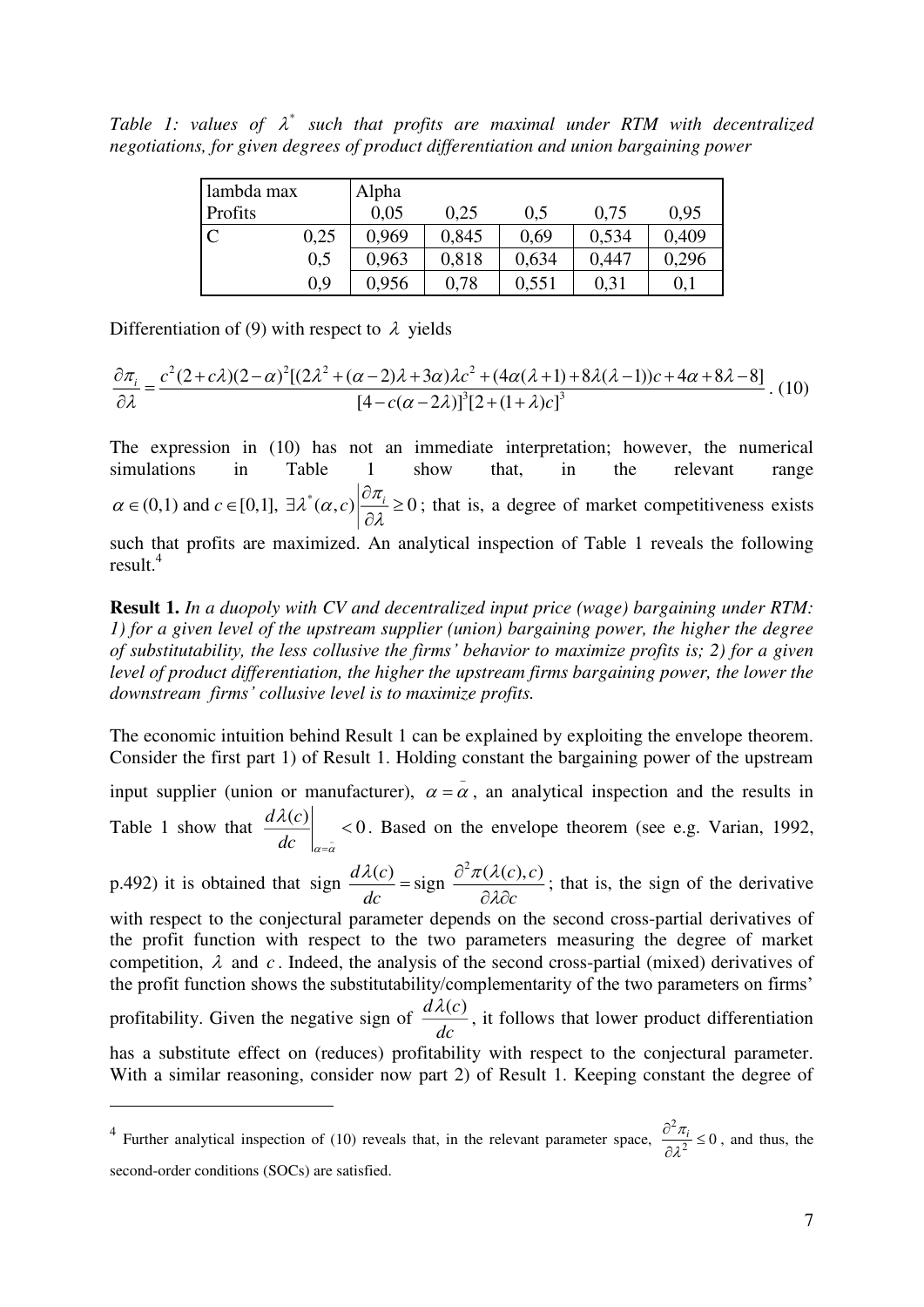*Table 1: values of $\lambda^*$ such that profits are maximal under RTM with decentralized negotiations, for given degrees of product differentiation and union bargaining power*

| lambda max Profits | | Alpha 0,05 | 0,25 | 0,5 | 0,75 | 0,95 |
|---|---|---|---|---|---|---|
| C | 0,25 | 0,969 | 0,845 | 0,69 | 0,534 | 0,409 |
| | 0,5 | 0,963 | 0,818 | 0,634 | 0,447 | 0,296 |
| | 0,9 | 0,956 | 0,78 | 0,551 | 0,31 | 0,1 |

Differentiation of (9) with respect to $\lambda$ yields

$$\frac{\partial \pi_i}{\partial \lambda} = \frac{c^2(2+c\lambda)(2-\alpha)^2[(2\lambda^2+(\alpha-2)\lambda+3\alpha)\lambda c^2+(4\alpha(\lambda+1)+8\lambda(\lambda-1))c+4\alpha+8\lambda-8]}{[4-c(\alpha-2\lambda)]^3[2+(1+\lambda)c]^3}. \quad (10)$$

The expression in (10) has not an immediate interpretation; however, the numerical simulations in Table 1 show that, in the relevant range $\alpha \in (0,1)$ and $c \in [0,1]$, $\exists \lambda^*(\alpha, c) \left| \frac{\partial \pi_i}{\partial \lambda} \geq 0 \right.$; that is, a degree of market competitiveness exists such that profits are maximized. An analytical inspection of Table 1 reveals the following result.[4]

**Result 1.** *In a duopoly with CV and decentralized input price (wage) bargaining under RTM: 1) for a given level of the upstream supplier (union) bargaining power, the higher the degree of substitutability, the less collusive the firms' behavior to maximize profits is; 2) for a given level of product differentiation, the higher the upstream firms bargaining power, the lower the downstream firms' collusive level is to maximize profits.*

The economic intuition behind Result 1 can be explained by exploiting the envelope theorem. Consider the first part 1) of Result 1. Holding constant the bargaining power of the upstream input supplier (union or manufacturer), $\alpha = \bar{\alpha}$, an analytical inspection and the results in Table 1 show that $\left. \frac{d\lambda(c)}{dc} \right|_{\alpha=\bar{\alpha}} < 0$. Based on the envelope theorem (see e.g. Varian, 1992, p.492) it is obtained that $\text{sign } \frac{d\lambda(c)}{dc} = \text{sign } \frac{\partial^2 \pi(\lambda(c), c)}{\partial \lambda \partial c}$; that is, the sign of the derivative with respect to the conjectural parameter depends on the second cross-partial derivatives of the profit function with respect to the two parameters measuring the degree of market competition, $\lambda$ and $c$. Indeed, the analysis of the second cross-partial (mixed) derivatives of the profit function shows the substitutability/complementarity of the two parameters on firms' profitability. Given the negative sign of $\frac{d\lambda(c)}{dc}$, it follows that lower product differentiation has a substitute effect on (reduces) profitability with respect to the conjectural parameter. With a similar reasoning, consider now part 2) of Result 1. Keeping constant the degree of

---

[4] Further analytical inspection of (10) reveals that, in the relevant parameter space, $\frac{\partial^2 \pi_i}{\partial \lambda^2} \leq 0$, and thus, the second-order conditions (SOCs) are satisfied.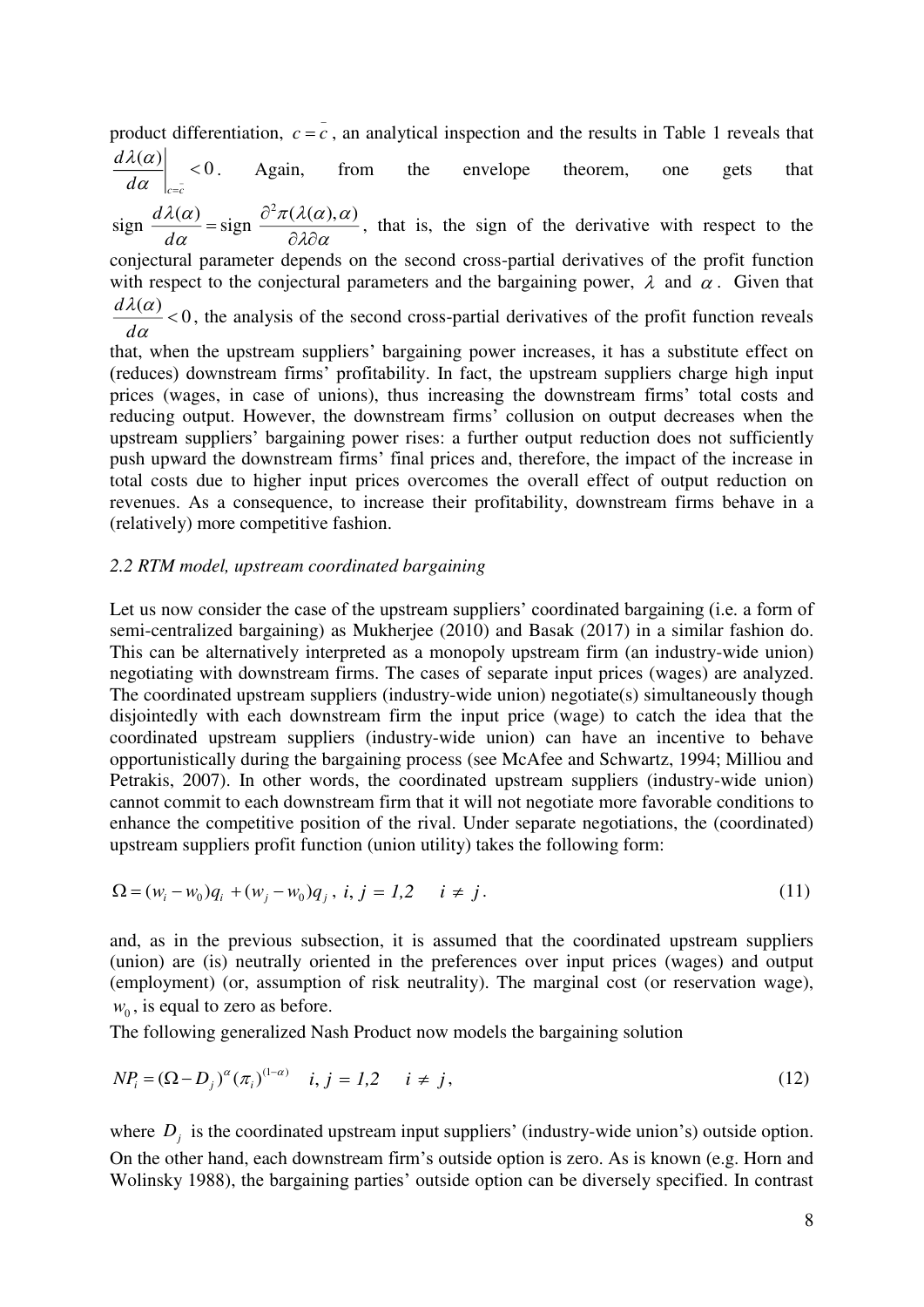product differentiation, $c = \bar{c}$, an analytical inspection and the results in Table 1 reveals that $\left.\frac{d\lambda(\alpha)}{d\alpha}\right|_{c=\bar{c}} < 0$. Again, from the envelope theorem, one gets that $\text{sign}\ \frac{d\lambda(\alpha)}{d\alpha} = \text{sign}\ \frac{\partial^2 \pi(\lambda(\alpha),\alpha)}{\partial\lambda\partial\alpha}$, that is, the sign of the derivative with respect to the conjectural parameter depends on the second cross-partial derivatives of the profit function with respect to the conjectural parameters and the bargaining power, $\lambda$ and $\alpha$. Given that $\frac{d\lambda(\alpha)}{d\alpha} < 0$, the analysis of the second cross-partial derivatives of the profit function reveals that, when the upstream suppliers' bargaining power increases, it has a substitute effect on (reduces) downstream firms' profitability. In fact, the upstream suppliers charge high input prices (wages, in case of unions), thus increasing the downstream firms' total costs and reducing output. However, the downstream firms' collusion on output decreases when the upstream suppliers' bargaining power rises: a further output reduction does not sufficiently push upward the downstream firms' final prices and, therefore, the impact of the increase in total costs due to higher input prices overcomes the overall effect of output reduction on revenues. As a consequence, to increase their profitability, downstream firms behave in a (relatively) more competitive fashion.

*2.2 RTM model, upstream coordinated bargaining*

Let us now consider the case of the upstream suppliers' coordinated bargaining (i.e. a form of semi-centralized bargaining) as Mukherjee (2010) and Basak (2017) in a similar fashion do. This can be alternatively interpreted as a monopoly upstream firm (an industry-wide union) negotiating with downstream firms. The cases of separate input prices (wages) are analyzed. The coordinated upstream suppliers (industry-wide union) negotiate(s) simultaneously though disjointedly with each downstream firm the input price (wage) to catch the idea that the coordinated upstream suppliers (industry-wide union) can have an incentive to behave opportunistically during the bargaining process (see McAfee and Schwartz, 1994; Milliou and Petrakis, 2007). In other words, the coordinated upstream suppliers (industry-wide union) cannot commit to each downstream firm that it will not negotiate more favorable conditions to enhance the competitive position of the rival. Under separate negotiations, the (coordinated) upstream suppliers profit function (union utility) takes the following form:

$$\Omega = (w_i - w_0)q_i + (w_j - w_0)q_j\ ,\ i,\ j = 1,2 \quad i \neq j\ . \tag{11}$$

and, as in the previous subsection, it is assumed that the coordinated upstream suppliers (union) are (is) neutrally oriented in the preferences over input prices (wages) and output (employment) (or, assumption of risk neutrality). The marginal cost (or reservation wage), $w_0$, is equal to zero as before.

The following generalized Nash Product now models the bargaining solution

$$NP_i = (\Omega - D_j)^{\alpha}(\pi_i)^{(1-\alpha)} \quad i,\ j = 1,2 \quad i \neq j\ , \tag{12}$$

where $D_j$ is the coordinated upstream input suppliers' (industry-wide union's) outside option. On the other hand, each downstream firm's outside option is zero. As is known (e.g. Horn and Wolinsky 1988), the bargaining parties' outside option can be diversely specified. In contrast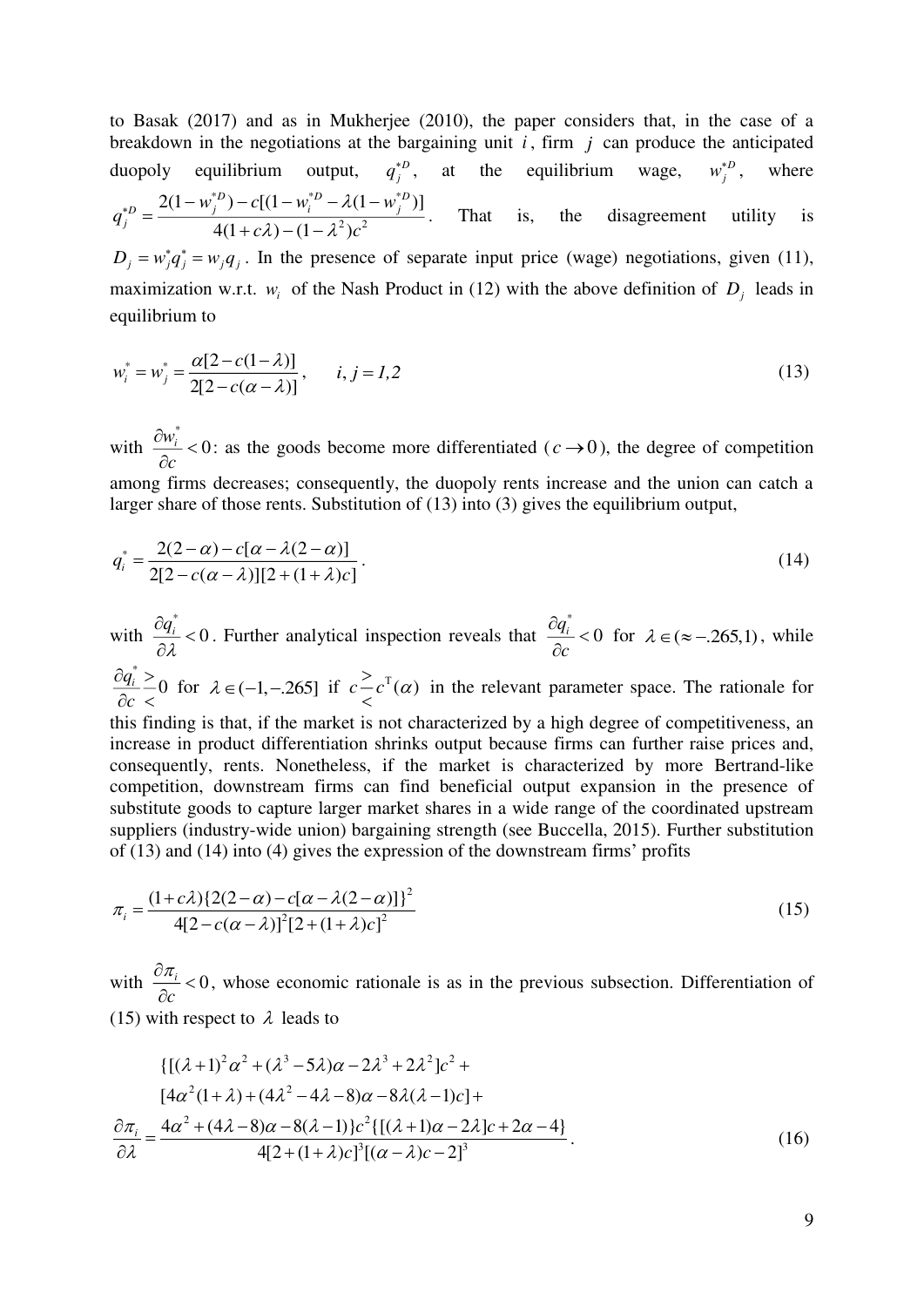to Basak (2017) and as in Mukherjee (2010), the paper considers that, in the case of a breakdown in the negotiations at the bargaining unit $i$, firm $j$ can produce the anticipated duopoly equilibrium output, $q_j^{*D}$, at the equilibrium wage, $w_j^{*D}$, where $q_j^{*D} = \dfrac{2(1-w_j^{*D}) - c[(1-w_i^{*D} - \lambda(1-w_j^{*D})]}{4(1+c\lambda)-(1-\lambda^2)c^2}$. That is, the disagreement utility is $D_j = w_j^* q_j^* = w_j q_j$. In the presence of separate input price (wage) negotiations, given (11), maximization w.r.t. $w_i$ of the Nash Product in (12) with the above definition of $D_j$ leads in equilibrium to

$$w_i^* = w_j^* = \frac{\alpha[2-c(1-\lambda)]}{2[2-c(\alpha-\lambda)]}, \qquad i,j = 1,2 \tag{13}$$

with $\dfrac{\partial w_i^*}{\partial c} < 0$: as the goods become more differentiated ($c \to 0$), the degree of competition among firms decreases; consequently, the duopoly rents increase and the union can catch a larger share of those rents. Substitution of (13) into (3) gives the equilibrium output,

$$q_i^* = \frac{2(2-\alpha) - c[\alpha - \lambda(2-\alpha)]}{2[2-c(\alpha-\lambda)][2+(1+\lambda)c]}. \tag{14}$$

with $\dfrac{\partial q_i^*}{\partial \lambda} < 0$. Further analytical inspection reveals that $\dfrac{\partial q_i^*}{\partial c} < 0$ for $\lambda \in (\approx -.265, 1)$, while $\dfrac{\partial q_i^*}{\partial c} \gtrless 0$ for $\lambda \in (-1, -.265]$ if $c \gtrless c^{\mathrm{T}}(\alpha)$ in the relevant parameter space. The rationale for this finding is that, if the market is not characterized by a high degree of competitiveness, an increase in product differentiation shrinks output because firms can further raise prices and, consequently, rents. Nonetheless, if the market is characterized by more Bertrand-like competition, downstream firms can find beneficial output expansion in the presence of substitute goods to capture larger market shares in a wide range of the coordinated upstream suppliers (industry-wide union) bargaining strength (see Buccella, 2015). Further substitution of (13) and (14) into (4) gives the expression of the downstream firms' profits

$$\pi_i = \frac{(1+c\lambda)\{2(2-\alpha) - c[\alpha - \lambda(2-\alpha)]\}^2}{4[2-c(\alpha-\lambda)]^2[2+(1+\lambda)c]^2} \tag{15}$$

with $\dfrac{\partial \pi_i}{\partial c} < 0$, whose economic rationale is as in the previous subsection. Differentiation of (15) with respect to $\lambda$ leads to

$$\frac{\partial \pi_i}{\partial \lambda} = \frac{\begin{gathered}\{[(\lambda+1)^2\alpha^2 + (\lambda^3 - 5\lambda)\alpha - 2\lambda^3 + 2\lambda^2]c^2 + \\ [4\alpha^2(1+\lambda) + (4\lambda^2 - 4\lambda - 8)\alpha - 8\lambda(\lambda-1)c] + \\ 4\alpha^2 + (4\lambda - 8)\alpha - 8(\lambda - 1)\}c^2\{[(\lambda+1)\alpha - 2\lambda]c + 2\alpha - 4\}\end{gathered}}{4[2+(1+\lambda)c]^3[(\alpha-\lambda)c-2]^3}. \tag{16}$$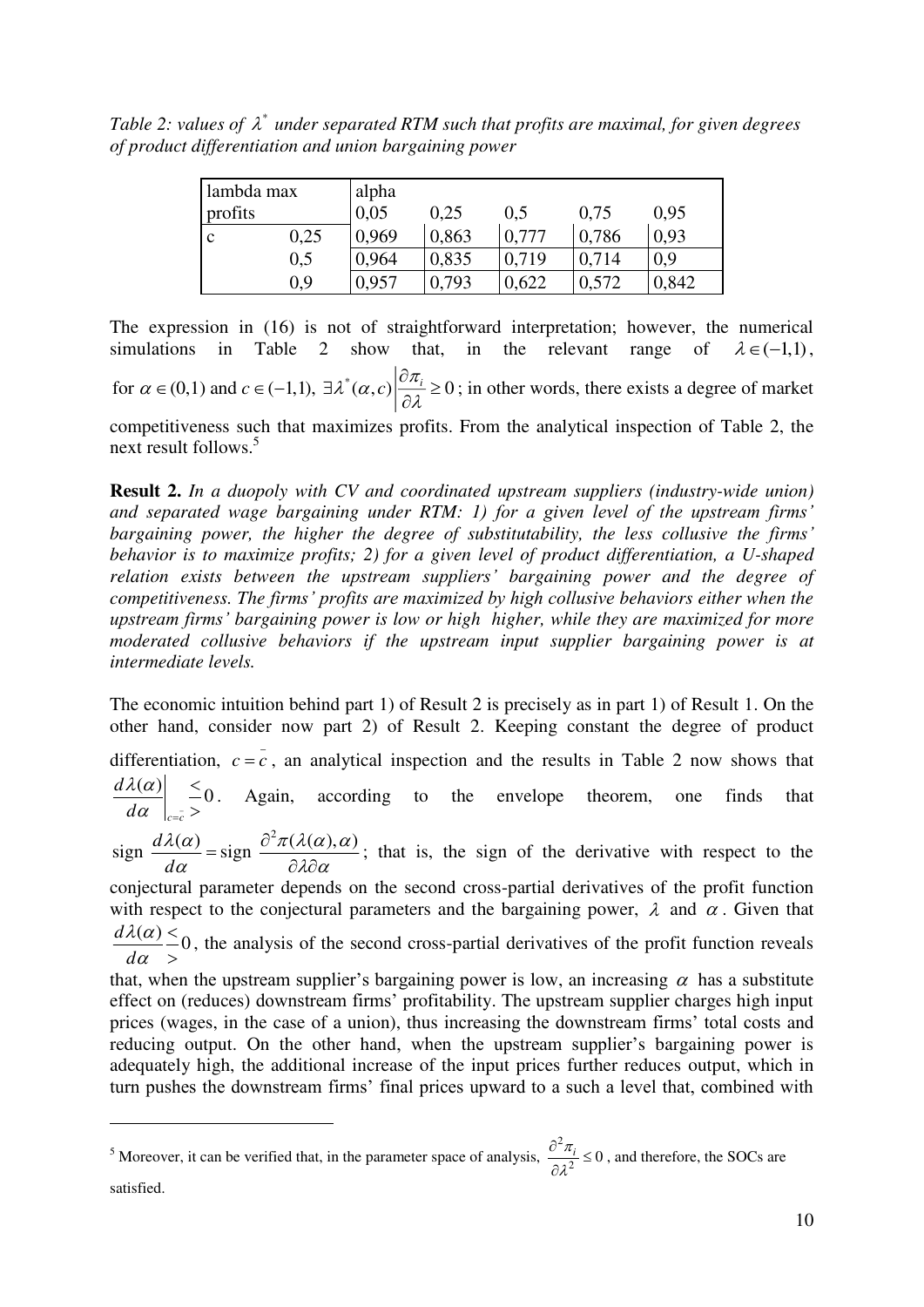*Table 2: values of $\lambda^*$ under separated RTM such that profits are maximal, for given degrees of product differentiation and union bargaining power*

| lambda max profits | | alpha 0,05 | 0,25 | 0,5 | 0,75 | 0,95 |
|---|---|---|---|---|---|---|
| c | 0,25 | 0,969 | 0,863 | 0,777 | 0,786 | 0,93 |
| | 0,5 | 0,964 | 0,835 | 0,719 | 0,714 | 0,9 |
| | 0,9 | 0,957 | 0,793 | 0,622 | 0,572 | 0,842 |

The expression in (16) is not of straightforward interpretation; however, the numerical simulations in Table 2 show that, in the relevant range of $\lambda \in (-1,1)$, for $\alpha \in (0,1)$ and $c \in (-1,1)$, $\exists \lambda^*(\alpha, c) \left| \frac{\partial \pi_i}{\partial \lambda} \geq 0 \right.$; in other words, there exists a degree of market competitiveness such that maximizes profits. From the analytical inspection of Table 2, the next result follows.[5]

**Result 2.** *In a duopoly with CV and coordinated upstream suppliers (industry-wide union) and separated wage bargaining under RTM: 1) for a given level of the upstream firms' bargaining power, the higher the degree of substitutability, the less collusive the firms' behavior is to maximize profits; 2) for a given level of product differentiation, a U-shaped relation exists between the upstream suppliers' bargaining power and the degree of competitiveness. The firms' profits are maximized by high collusive behaviors either when the upstream firms' bargaining power is low or high higher, while they are maximized for more moderated collusive behaviors if the upstream input supplier bargaining power is at intermediate levels.*

The economic intuition behind part 1) of Result 2 is precisely as in part 1) of Result 1. On the other hand, consider now part 2) of Result 2. Keeping constant the degree of product differentiation, $c = \bar{c}$, an analytical inspection and the results in Table 2 now shows that $\left. \frac{d\lambda(\alpha)}{d\alpha} \right|_{c=\bar{c}} \lesseqgtr 0$. Again, according to the envelope theorem, one finds that $\text{sign } \frac{d\lambda(\alpha)}{d\alpha} = \text{sign } \frac{\partial^2 \pi(\lambda(\alpha), \alpha)}{\partial \lambda \partial \alpha}$; that is, the sign of the derivative with respect to the conjectural parameter depends on the second cross-partial derivatives of the profit function with respect to the conjectural parameters and the bargaining power, $\lambda$ and $\alpha$. Given that $\frac{d\lambda(\alpha)}{d\alpha} \lesseqgtr 0$, the analysis of the second cross-partial derivatives of the profit function reveals that, when the upstream supplier's bargaining power is low, an increasing $\alpha$ has a substitute effect on (reduces) downstream firms' profitability. The upstream supplier charges high input prices (wages, in the case of a union), thus increasing the downstream firms' total costs and reducing output. On the other hand, when the upstream supplier's bargaining power is adequately high, the additional increase of the input prices further reduces output, which in turn pushes the downstream firms' final prices upward to a such a level that, combined with

[5] Moreover, it can be verified that, in the parameter space of analysis, $\frac{\partial^2 \pi_i}{\partial \lambda^2} \leq 0$, and therefore, the SOCs are satisfied.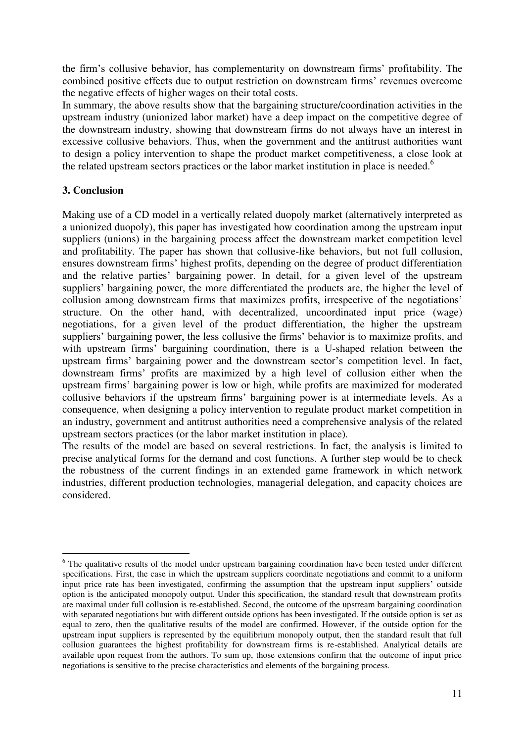the firm's collusive behavior, has complementarity on downstream firms' profitability. The combined positive effects due to output restriction on downstream firms' revenues overcome the negative effects of higher wages on their total costs.

In summary, the above results show that the bargaining structure/coordination activities in the upstream industry (unionized labor market) have a deep impact on the competitive degree of the downstream industry, showing that downstream firms do not always have an interest in excessive collusive behaviors. Thus, when the government and the antitrust authorities want to design a policy intervention to shape the product market competitiveness, a close look at the related upstream sectors practices or the labor market institution in place is needed.[6]

## 3. Conclusion

Making use of a CD model in a vertically related duopoly market (alternatively interpreted as a unionized duopoly), this paper has investigated how coordination among the upstream input suppliers (unions) in the bargaining process affect the downstream market competition level and profitability. The paper has shown that collusive-like behaviors, but not full collusion, ensures downstream firms' highest profits, depending on the degree of product differentiation and the relative parties' bargaining power. In detail, for a given level of the upstream suppliers' bargaining power, the more differentiated the products are, the higher the level of collusion among downstream firms that maximizes profits, irrespective of the negotiations' structure. On the other hand, with decentralized, uncoordinated input price (wage) negotiations, for a given level of the product differentiation, the higher the upstream suppliers' bargaining power, the less collusive the firms' behavior is to maximize profits, and with upstream firms' bargaining coordination, there is a U-shaped relation between the upstream firms' bargaining power and the downstream sector's competition level. In fact, downstream firms' profits are maximized by a high level of collusion either when the upstream firms' bargaining power is low or high, while profits are maximized for moderated collusive behaviors if the upstream firms' bargaining power is at intermediate levels. As a consequence, when designing a policy intervention to regulate product market competition in an industry, government and antitrust authorities need a comprehensive analysis of the related upstream sectors practices (or the labor market institution in place).

The results of the model are based on several restrictions. In fact, the analysis is limited to precise analytical forms for the demand and cost functions. A further step would be to check the robustness of the current findings in an extended game framework in which network industries, different production technologies, managerial delegation, and capacity choices are considered.

---

[6] The qualitative results of the model under upstream bargaining coordination have been tested under different specifications. First, the case in which the upstream suppliers coordinate negotiations and commit to a uniform input price rate has been investigated, confirming the assumption that the upstream input suppliers' outside option is the anticipated monopoly output. Under this specification, the standard result that downstream profits are maximal under full collusion is re-established. Second, the outcome of the upstream bargaining coordination with separated negotiations but with different outside options has been investigated. If the outside option is set as equal to zero, then the qualitative results of the model are confirmed. However, if the outside option for the upstream input suppliers is represented by the equilibrium monopoly output, then the standard result that full collusion guarantees the highest profitability for downstream firms is re-established. Analytical details are available upon request from the authors. To sum up, those extensions confirm that the outcome of input price negotiations is sensitive to the precise characteristics and elements of the bargaining process.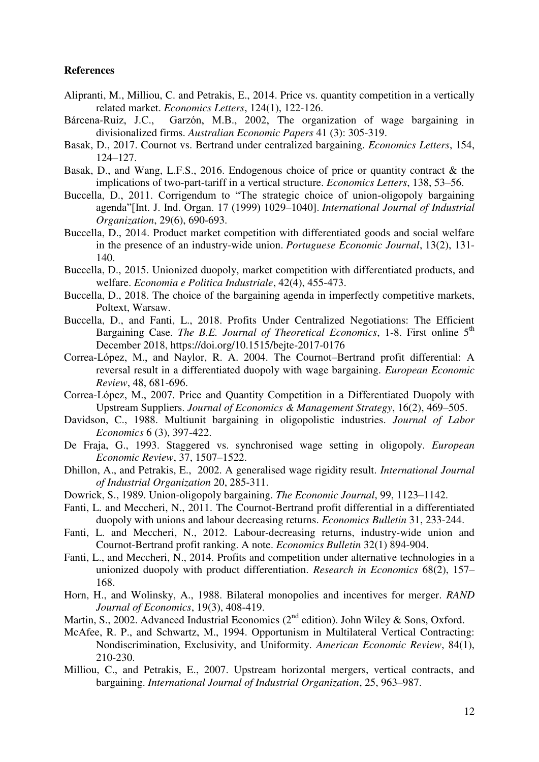**References**

Aliprantі, M., Milliou, C. and Petrakis, E., 2014. Price vs. quantity competition in a vertically related market. *Economics Letters*, 124(1), 122-126.

Bárcena-Ruiz, J.C., Garzón, M.B., 2002, The organization of wage bargaining in divisionalized firms. *Australian Economic Papers* 41 (3): 305-319.

Basak, D., 2017. Cournot vs. Bertrand under centralized bargaining. *Economics Letters*, 154, 124–127.

Basak, D., and Wang, L.F.S., 2016. Endogenous choice of price or quantity contract & the implications of two-part-tariff in a vertical structure. *Economics Letters*, 138, 53–56.

Buccella, D., 2011. Corrigendum to "The strategic choice of union-oligopoly bargaining agenda"[Int. J. Ind. Organ. 17 (1999) 1029–1040]. *International Journal of Industrial Organization*, 29(6), 690-693.

Buccella, D., 2014. Product market competition with differentiated goods and social welfare in the presence of an industry-wide union. *Portuguese Economic Journal*, 13(2), 131-140.

Buccella, D., 2015. Unionized duopoly, market competition with differentiated products, and welfare. *Economia e Politica Industriale*, 42(4), 455-473.

Buccella, D., 2018. The choice of the bargaining agenda in imperfectly competitive markets, Poltext, Warsaw.

Buccella, D., and Fanti, L., 2018. Profits Under Centralized Negotiations: The Efficient Bargaining Case. *The B.E. Journal of Theoretical Economics*, 1-8. First online 5th December 2018, https://doi.org/10.1515/bejte-2017-0176

Correa-López, M., and Naylor, R. A. 2004. The Cournot–Bertrand profit differential: A reversal result in a differentiated duopoly with wage bargaining. *European Economic Review*, 48, 681-696.

Correa-López, M., 2007. Price and Quantity Competition in a Differentiated Duopoly with Upstream Suppliers. *Journal of Economics & Management Strategy*, 16(2), 469–505.

Davidson, C., 1988. Multiunit bargaining in oligopolistic industries. *Journal of Labor Economics* 6 (3), 397-422.

De Fraja, G., 1993. Staggered vs. synchronised wage setting in oligopoly. *European Economic Review*, 37, 1507–1522.

Dhillon, A., and Petrakis, E., 2002. A generalised wage rigidity result. *International Journal of Industrial Organization* 20, 285-311.

Dowrick, S., 1989. Union-oligopoly bargaining. *The Economic Journal*, 99, 1123–1142.

Fanti, L. and Meccheri, N., 2011. The Cournot-Bertrand profit differential in a differentiated duopoly with unions and labour decreasing returns. *Economics Bulletin* 31, 233-244.

Fanti, L. and Meccheri, N., 2012. Labour-decreasing returns, industry-wide union and Cournot-Bertrand profit ranking. A note. *Economics Bulletin* 32(1) 894-904.

Fanti, L., and Meccheri, N., 2014. Profits and competition under alternative technologies in a unionized duopoly with product differentiation. *Research in Economics* 68(2), 157–168.

Horn, H., and Wolinsky, A., 1988. Bilateral monopolies and incentives for merger. *RAND Journal of Economics*, 19(3), 408-419.

Martin, S., 2002. Advanced Industrial Economics (2nd edition). John Wiley & Sons, Oxford.

McAfee, R. P., and Schwartz, M., 1994. Opportunism in Multilateral Vertical Contracting: Nondiscrimination, Exclusivity, and Uniformity. *American Economic Review*, 84(1), 210-230.

Milliou, C., and Petrakis, E., 2007. Upstream horizontal mergers, vertical contracts, and bargaining. *International Journal of Industrial Organization*, 25, 963–987.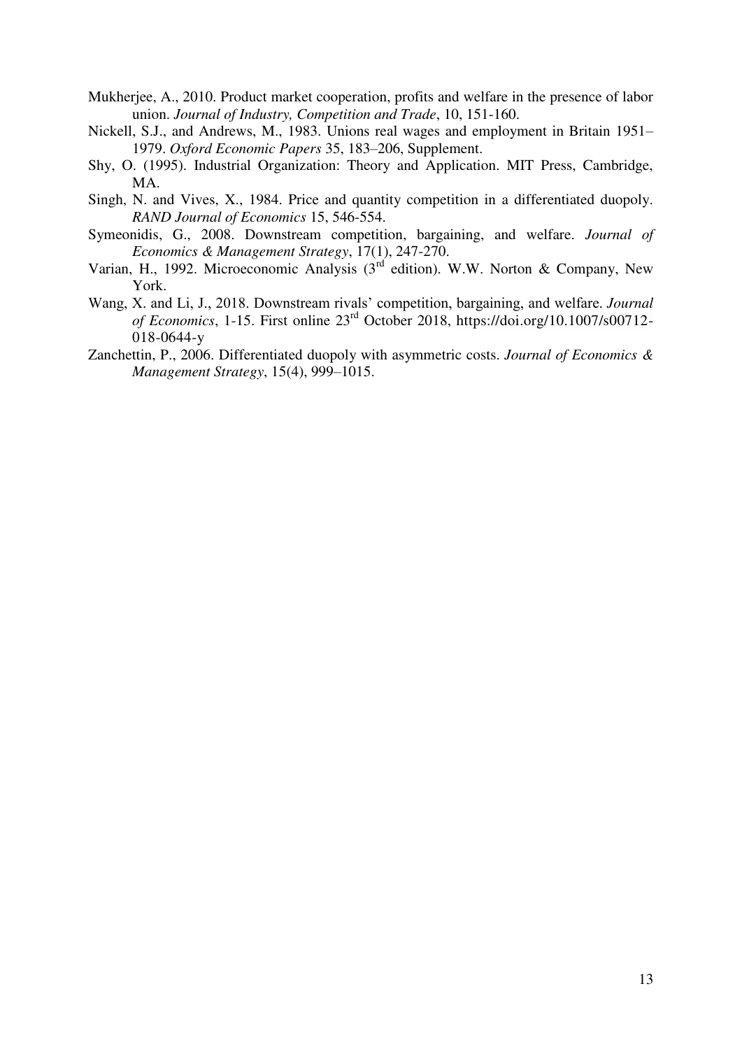Mukherjee, A., 2010. Product market cooperation, profits and welfare in the presence of labor union. *Journal of Industry, Competition and Trade*, 10, 151-160.

Nickell, S.J., and Andrews, M., 1983. Unions real wages and employment in Britain 1951–1979. *Oxford Economic Papers* 35, 183–206, Supplement.

Shy, O. (1995). Industrial Organization: Theory and Application. MIT Press, Cambridge, MA.

Singh, N. and Vives, X., 1984. Price and quantity competition in a differentiated duopoly. *RAND Journal of Economics* 15, 546-554.

Symeonidis, G., 2008. Downstream competition, bargaining, and welfare. *Journal of Economics & Management Strategy*, 17(1), 247-270.

Varian, H., 1992. Microeconomic Analysis (3rd edition). W.W. Norton & Company, New York.

Wang, X. and Li, J., 2018. Downstream rivals' competition, bargaining, and welfare. *Journal of Economics*, 1-15. First online 23rd October 2018, https://doi.org/10.1007/s00712-018-0644-y

Zanchettin, P., 2006. Differentiated duopoly with asymmetric costs. *Journal of Economics & Management Strategy*, 15(4), 999–1015.